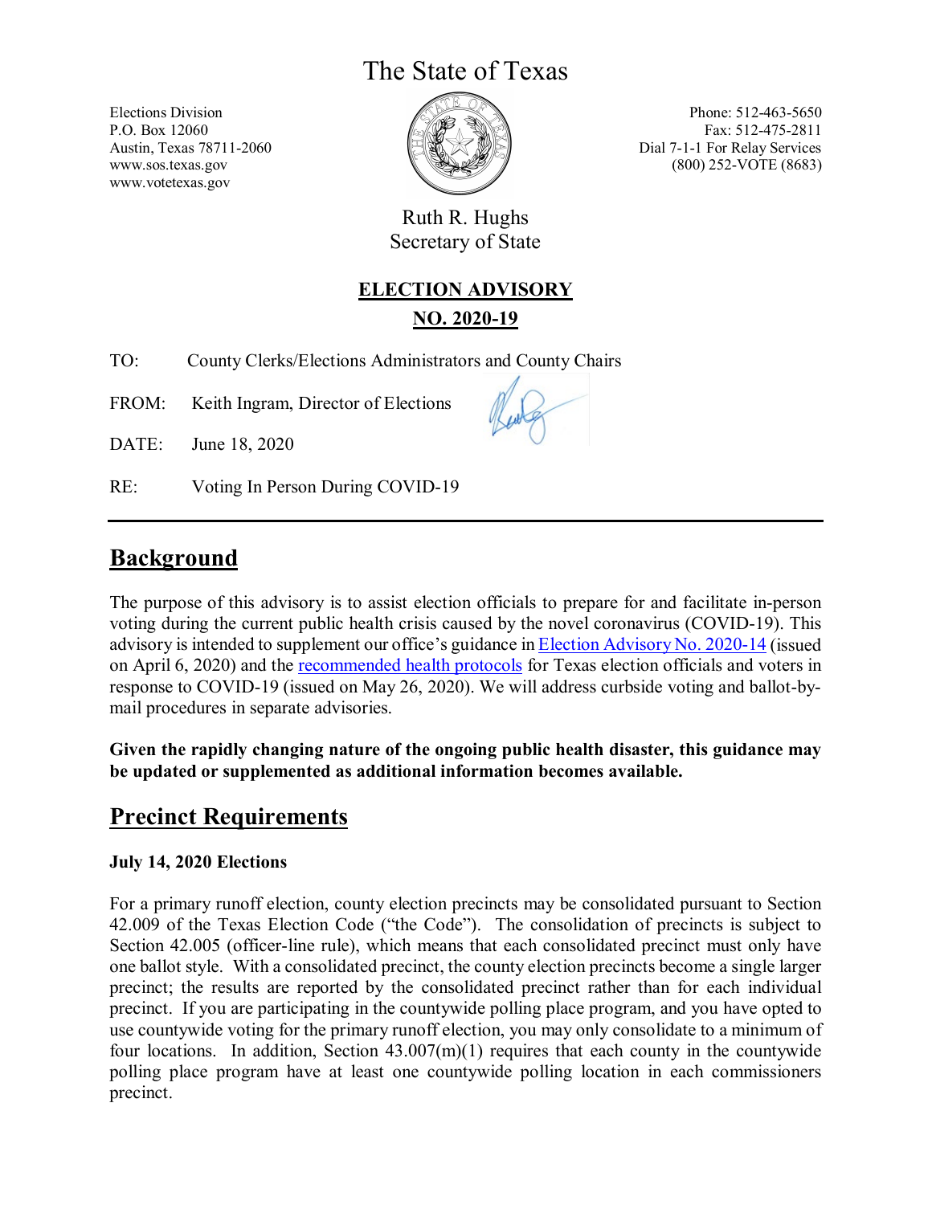# The State of Texas

Elections Division
P.O. Box 12060
Austin, Texas 78711-2060
www.sos.texas.gov
www.votetexas.gov

Phone: 512-463-5650
Fax: 512-475-2811
Dial 7-1-1 For Relay Services
(800) 252-VOTE (8683)

Ruth R. Hughs
Secretary of State

**ELECTION ADVISORY**

**NO. 2020-19**

TO: County Clerks/Elections Administrators and County Chairs

FROM: Keith Ingram, Director of Elections

DATE: June 18, 2020

RE: Voting In Person During COVID-19

---

## Background

The purpose of this advisory is to assist election officials to prepare for and facilitate in-person voting during the current public health crisis caused by the novel coronavirus (COVID-19). This advisory is intended to supplement our office's guidance in Election Advisory No. 2020-14 (issued on April 6, 2020) and the recommended health protocols for Texas election officials and voters in response to COVID-19 (issued on May 26, 2020). We will address curbside voting and ballot-by-mail procedures in separate advisories.

**Given the rapidly changing nature of the ongoing public health disaster, this guidance may be updated or supplemented as additional information becomes available.**

## Precinct Requirements

**July 14, 2020 Elections**

For a primary runoff election, county election precincts may be consolidated pursuant to Section 42.009 of the Texas Election Code ("the Code"). The consolidation of precincts is subject to Section 42.005 (officer-line rule), which means that each consolidated precinct must only have one ballot style. With a consolidated precinct, the county election precincts become a single larger precinct; the results are reported by the consolidated precinct rather than for each individual precinct. If you are participating in the countywide polling place program, and you have opted to use countywide voting for the primary runoff election, you may only consolidate to a minimum of four locations. In addition, Section 43.007(m)(1) requires that each county in the countywide polling place program have at least one countywide polling location in each commissioners precinct.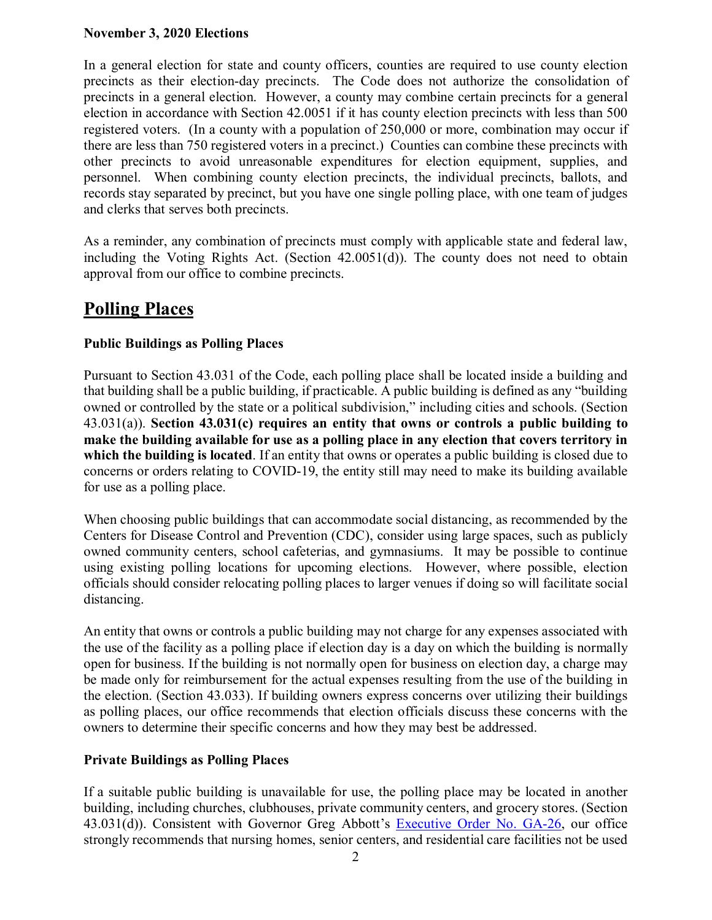**November 3, 2020 Elections**

In a general election for state and county officers, counties are required to use county election precincts as their election-day precincts. The Code does not authorize the consolidation of precincts in a general election. However, a county may combine certain precincts for a general election in accordance with Section 42.0051 if it has county election precincts with less than 500 registered voters. (In a county with a population of 250,000 or more, combination may occur if there are less than 750 registered voters in a precinct.) Counties can combine these precincts with other precincts to avoid unreasonable expenditures for election equipment, supplies, and personnel. When combining county election precincts, the individual precincts, ballots, and records stay separated by precinct, but you have one single polling place, with one team of judges and clerks that serves both precincts.

As a reminder, any combination of precincts must comply with applicable state and federal law, including the Voting Rights Act. (Section 42.0051(d)). The county does not need to obtain approval from our office to combine precincts.

## Polling Places

**Public Buildings as Polling Places**

Pursuant to Section 43.031 of the Code, each polling place shall be located inside a building and that building shall be a public building, if practicable. A public building is defined as any "building owned or controlled by the state or a political subdivision," including cities and schools. (Section 43.031(a)). **Section 43.031(c) requires an entity that owns or controls a public building to make the building available for use as a polling place in any election that covers territory in which the building is located**. If an entity that owns or operates a public building is closed due to concerns or orders relating to COVID-19, the entity still may need to make its building available for use as a polling place.

When choosing public buildings that can accommodate social distancing, as recommended by the Centers for Disease Control and Prevention (CDC), consider using large spaces, such as publicly owned community centers, school cafeterias, and gymnasiums. It may be possible to continue using existing polling locations for upcoming elections. However, where possible, election officials should consider relocating polling places to larger venues if doing so will facilitate social distancing.

An entity that owns or controls a public building may not charge for any expenses associated with the use of the facility as a polling place if election day is a day on which the building is normally open for business. If the building is not normally open for business on election day, a charge may be made only for reimbursement for the actual expenses resulting from the use of the building in the election. (Section 43.033). If building owners express concerns over utilizing their buildings as polling places, our office recommends that election officials discuss these concerns with the owners to determine their specific concerns and how they may best be addressed.

**Private Buildings as Polling Places**

If a suitable public building is unavailable for use, the polling place may be located in another building, including churches, clubhouses, private community centers, and grocery stores. (Section 43.031(d)). Consistent with Governor Greg Abbott's Executive Order No. GA-26, our office strongly recommends that nursing homes, senior centers, and residential care facilities not be used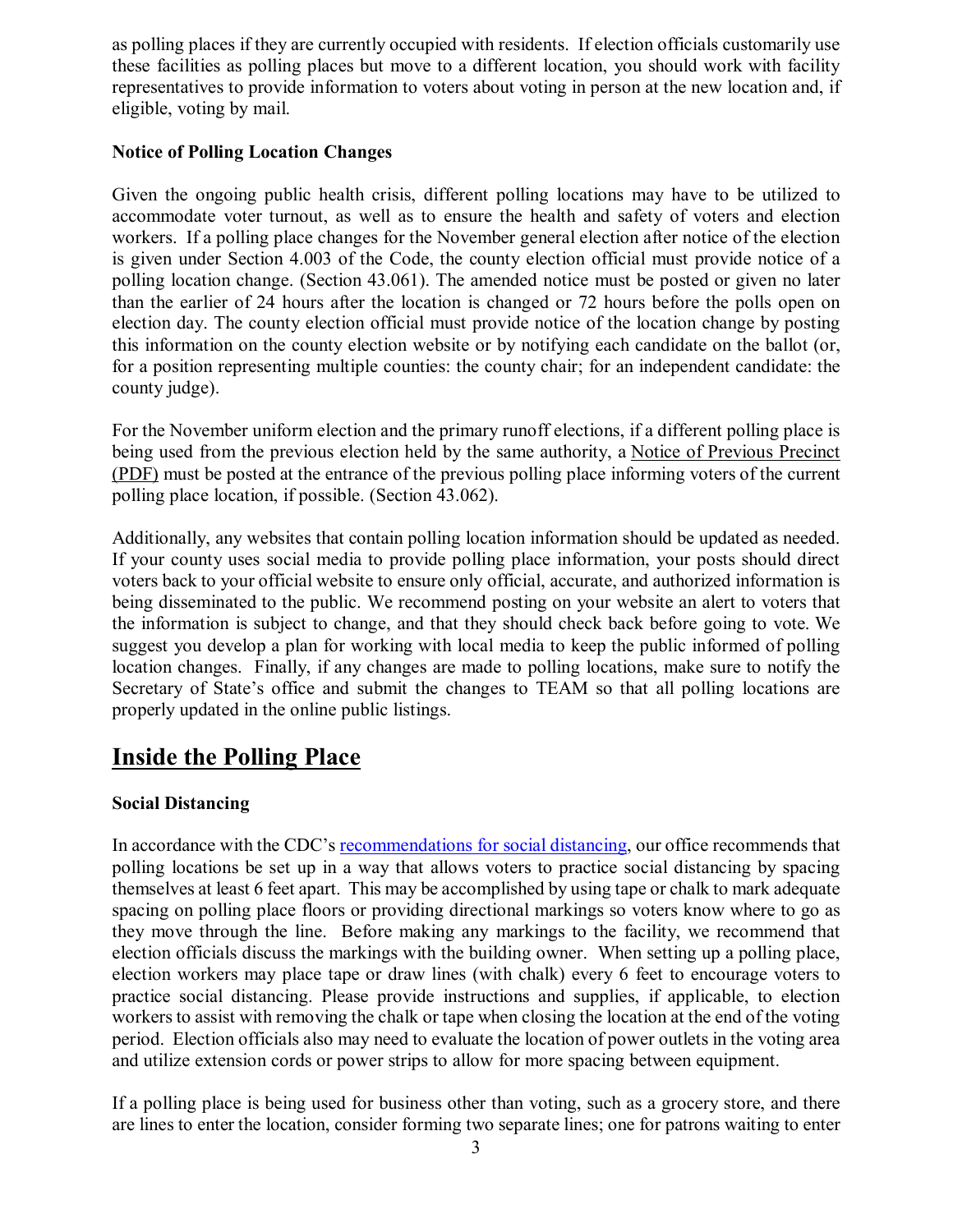as polling places if they are currently occupied with residents. If election officials customarily use these facilities as polling places but move to a different location, you should work with facility representatives to provide information to voters about voting in person at the new location and, if eligible, voting by mail.

**Notice of Polling Location Changes**

Given the ongoing public health crisis, different polling locations may have to be utilized to accommodate voter turnout, as well as to ensure the health and safety of voters and election workers. If a polling place changes for the November general election after notice of the election is given under Section 4.003 of the Code, the county election official must provide notice of a polling location change. (Section 43.061). The amended notice must be posted or given no later than the earlier of 24 hours after the location is changed or 72 hours before the polls open on election day. The county election official must provide notice of the location change by posting this information on the county election website or by notifying each candidate on the ballot (or, for a position representing multiple counties: the county chair; for an independent candidate: the county judge).

For the November uniform election and the primary runoff elections, if a different polling place is being used from the previous election held by the same authority, a Notice of Previous Precinct (PDF) must be posted at the entrance of the previous polling place informing voters of the current polling place location, if possible. (Section 43.062).

Additionally, any websites that contain polling location information should be updated as needed. If your county uses social media to provide polling place information, your posts should direct voters back to your official website to ensure only official, accurate, and authorized information is being disseminated to the public. We recommend posting on your website an alert to voters that the information is subject to change, and that they should check back before going to vote. We suggest you develop a plan for working with local media to keep the public informed of polling location changes. Finally, if any changes are made to polling locations, make sure to notify the Secretary of State's office and submit the changes to TEAM so that all polling locations are properly updated in the online public listings.

## Inside the Polling Place

**Social Distancing**

In accordance with the CDC's recommendations for social distancing, our office recommends that polling locations be set up in a way that allows voters to practice social distancing by spacing themselves at least 6 feet apart. This may be accomplished by using tape or chalk to mark adequate spacing on polling place floors or providing directional markings so voters know where to go as they move through the line. Before making any markings to the facility, we recommend that election officials discuss the markings with the building owner. When setting up a polling place, election workers may place tape or draw lines (with chalk) every 6 feet to encourage voters to practice social distancing. Please provide instructions and supplies, if applicable, to election workers to assist with removing the chalk or tape when closing the location at the end of the voting period. Election officials also may need to evaluate the location of power outlets in the voting area and utilize extension cords or power strips to allow for more spacing between equipment.

If a polling place is being used for business other than voting, such as a grocery store, and there are lines to enter the location, consider forming two separate lines; one for patrons waiting to enter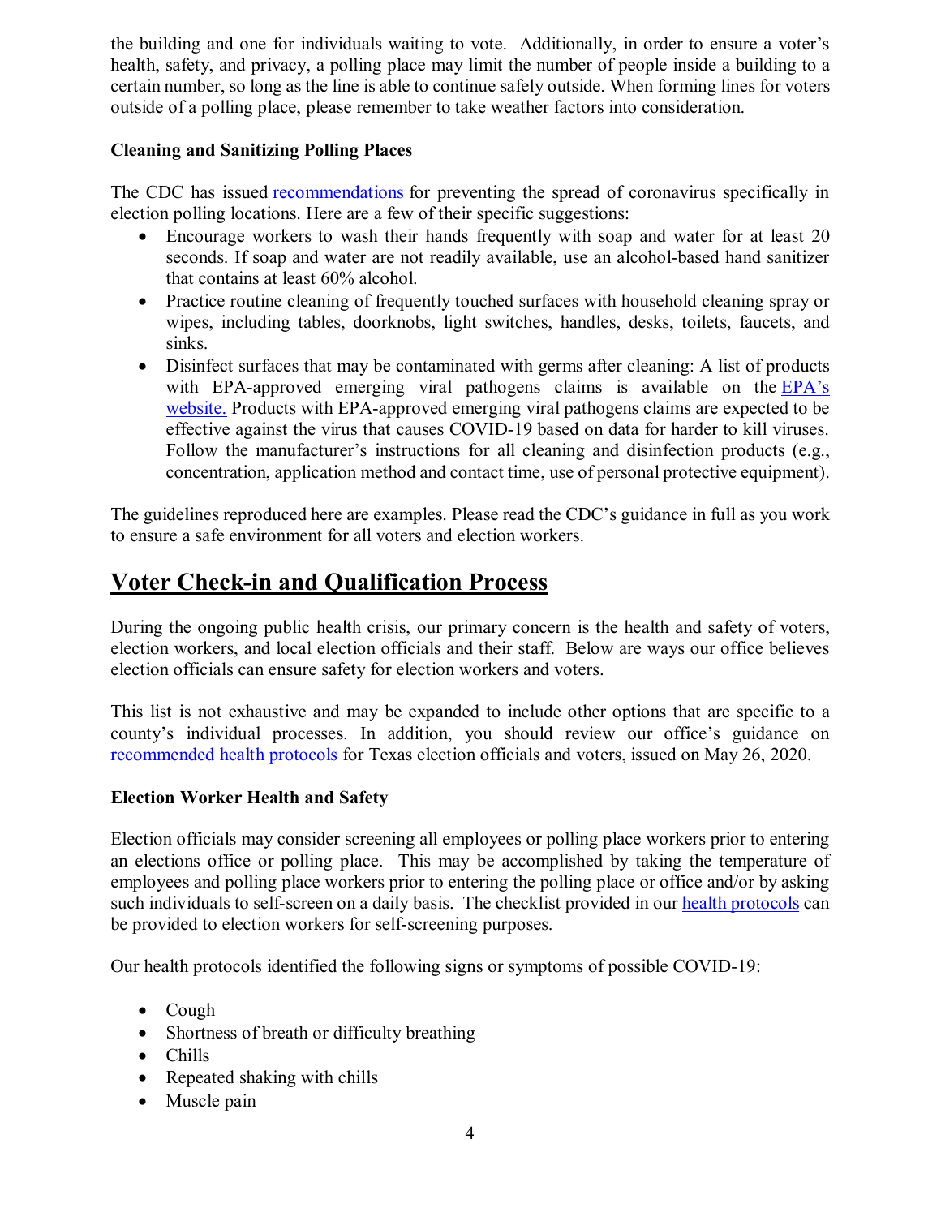the building and one for individuals waiting to vote. Additionally, in order to ensure a voter's health, safety, and privacy, a polling place may limit the number of people inside a building to a certain number, so long as the line is able to continue safely outside. When forming lines for voters outside of a polling place, please remember to take weather factors into consideration.

**Cleaning and Sanitizing Polling Places**

The CDC has issued recommendations for preventing the spread of coronavirus specifically in election polling locations. Here are a few of their specific suggestions:

- Encourage workers to wash their hands frequently with soap and water for at least 20 seconds. If soap and water are not readily available, use an alcohol-based hand sanitizer that contains at least 60% alcohol.
- Practice routine cleaning of frequently touched surfaces with household cleaning spray or wipes, including tables, doorknobs, light switches, handles, desks, toilets, faucets, and sinks.
- Disinfect surfaces that may be contaminated with germs after cleaning: A list of products with EPA-approved emerging viral pathogens claims is available on the EPA's website. Products with EPA-approved emerging viral pathogens claims are expected to be effective against the virus that causes COVID-19 based on data for harder to kill viruses. Follow the manufacturer's instructions for all cleaning and disinfection products (e.g., concentration, application method and contact time, use of personal protective equipment).

The guidelines reproduced here are examples. Please read the CDC's guidance in full as you work to ensure a safe environment for all voters and election workers.

## Voter Check-in and Qualification Process

During the ongoing public health crisis, our primary concern is the health and safety of voters, election workers, and local election officials and their staff. Below are ways our office believes election officials can ensure safety for election workers and voters.

This list is not exhaustive and may be expanded to include other options that are specific to a county's individual processes. In addition, you should review our office's guidance on recommended health protocols for Texas election officials and voters, issued on May 26, 2020.

**Election Worker Health and Safety**

Election officials may consider screening all employees or polling place workers prior to entering an elections office or polling place. This may be accomplished by taking the temperature of employees and polling place workers prior to entering the polling place or office and/or by asking such individuals to self-screen on a daily basis. The checklist provided in our health protocols can be provided to election workers for self-screening purposes.

Our health protocols identified the following signs or symptoms of possible COVID-19:

- Cough
- Shortness of breath or difficulty breathing
- Chills
- Repeated shaking with chills
- Muscle pain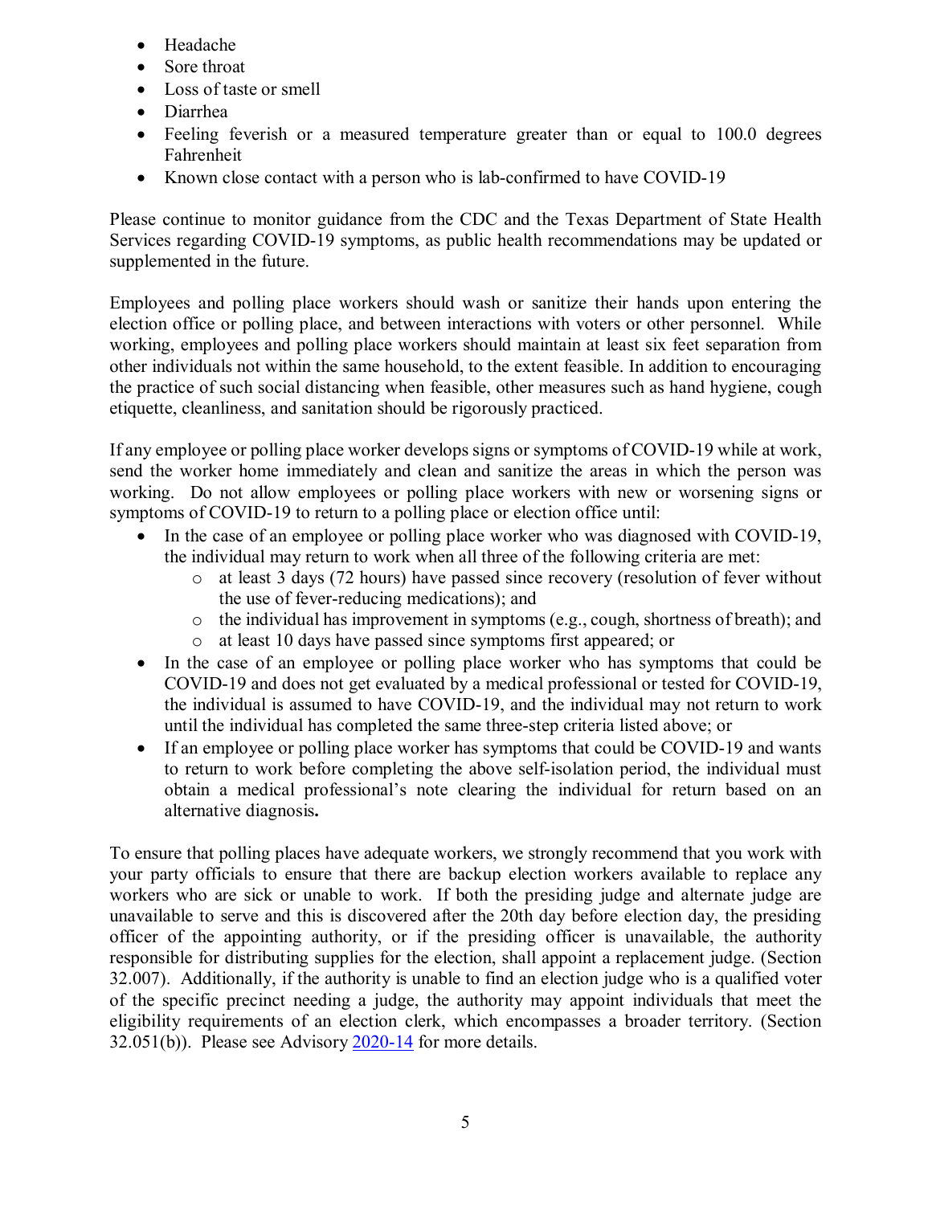- Headache
- Sore throat
- Loss of taste or smell
- Diarrhea
- Feeling feverish or a measured temperature greater than or equal to 100.0 degrees Fahrenheit
- Known close contact with a person who is lab-confirmed to have COVID-19

Please continue to monitor guidance from the CDC and the Texas Department of State Health Services regarding COVID-19 symptoms, as public health recommendations may be updated or supplemented in the future.

Employees and polling place workers should wash or sanitize their hands upon entering the election office or polling place, and between interactions with voters or other personnel. While working, employees and polling place workers should maintain at least six feet separation from other individuals not within the same household, to the extent feasible. In addition to encouraging the practice of such social distancing when feasible, other measures such as hand hygiene, cough etiquette, cleanliness, and sanitation should be rigorously practiced.

If any employee or polling place worker develops signs or symptoms of COVID-19 while at work, send the worker home immediately and clean and sanitize the areas in which the person was working. Do not allow employees or polling place workers with new or worsening signs or symptoms of COVID-19 to return to a polling place or election office until:

- In the case of an employee or polling place worker who was diagnosed with COVID-19, the individual may return to work when all three of the following criteria are met:
  - at least 3 days (72 hours) have passed since recovery (resolution of fever without the use of fever-reducing medications); and
  - the individual has improvement in symptoms (e.g., cough, shortness of breath); and
  - at least 10 days have passed since symptoms first appeared; or
- In the case of an employee or polling place worker who has symptoms that could be COVID-19 and does not get evaluated by a medical professional or tested for COVID-19, the individual is assumed to have COVID-19, and the individual may not return to work until the individual has completed the same three-step criteria listed above; or
- If an employee or polling place worker has symptoms that could be COVID-19 and wants to return to work before completing the above self-isolation period, the individual must obtain a medical professional's note clearing the individual for return based on an alternative diagnosis**.**

To ensure that polling places have adequate workers, we strongly recommend that you work with your party officials to ensure that there are backup election workers available to replace any workers who are sick or unable to work. If both the presiding judge and alternate judge are unavailable to serve and this is discovered after the 20th day before election day, the presiding officer of the appointing authority, or if the presiding officer is unavailable, the authority responsible for distributing supplies for the election, shall appoint a replacement judge. (Section 32.007). Additionally, if the authority is unable to find an election judge who is a qualified voter of the specific precinct needing a judge, the authority may appoint individuals that meet the eligibility requirements of an election clerk, which encompasses a broader territory. (Section 32.051(b)). Please see Advisory 2020-14 for more details.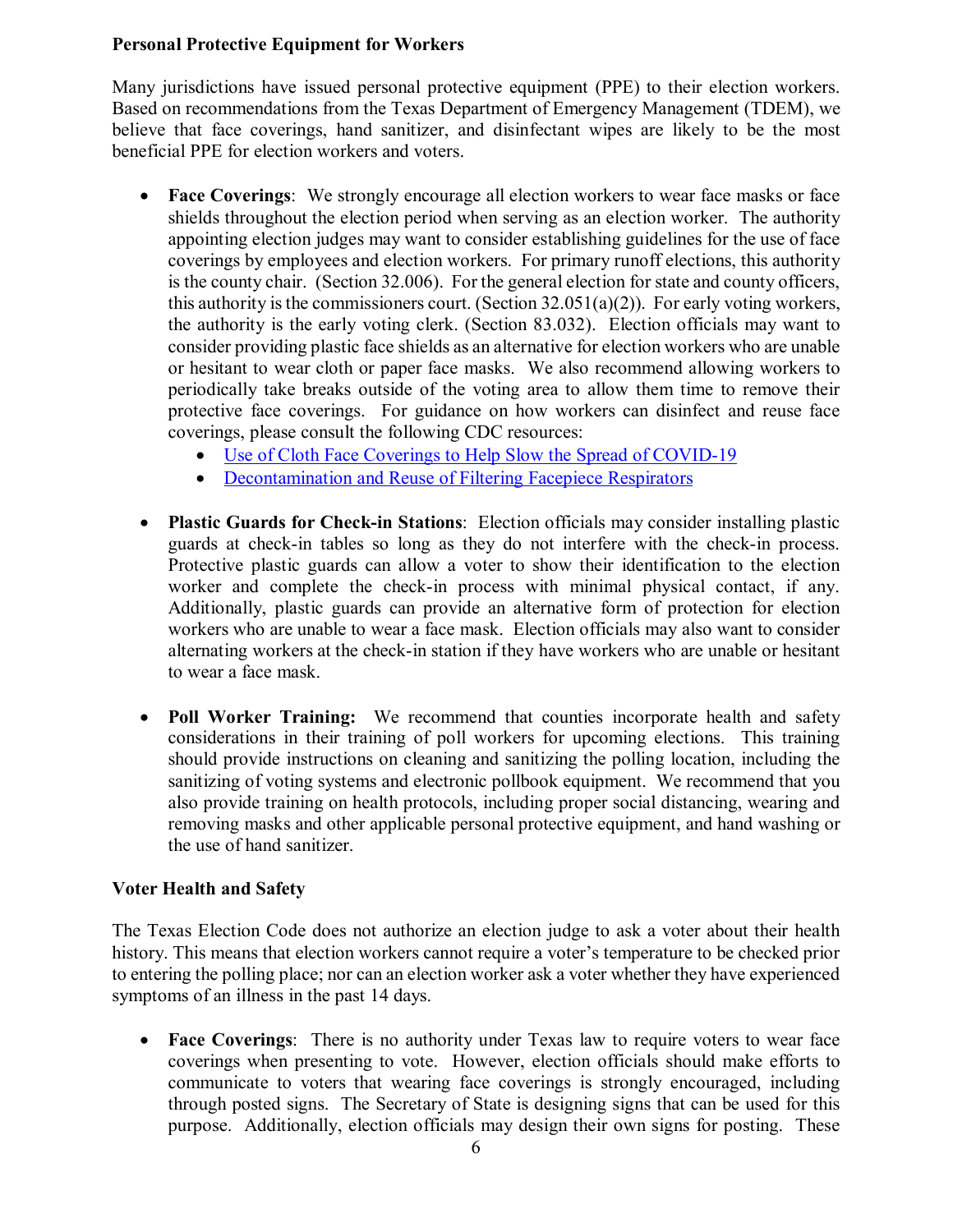**Personal Protective Equipment for Workers**

Many jurisdictions have issued personal protective equipment (PPE) to their election workers. Based on recommendations from the Texas Department of Emergency Management (TDEM), we believe that face coverings, hand sanitizer, and disinfectant wipes are likely to be the most beneficial PPE for election workers and voters.

- **Face Coverings**: We strongly encourage all election workers to wear face masks or face shields throughout the election period when serving as an election worker. The authority appointing election judges may want to consider establishing guidelines for the use of face coverings by employees and election workers. For primary runoff elections, this authority is the county chair. (Section 32.006). For the general election for state and county officers, this authority is the commissioners court. (Section 32.051(a)(2)). For early voting workers, the authority is the early voting clerk. (Section 83.032). Election officials may want to consider providing plastic face shields as an alternative for election workers who are unable or hesitant to wear cloth or paper face masks. We also recommend allowing workers to periodically take breaks outside of the voting area to allow them time to remove their protective face coverings. For guidance on how workers can disinfect and reuse face coverings, please consult the following CDC resources:
  - Use of Cloth Face Coverings to Help Slow the Spread of COVID-19
  - Decontamination and Reuse of Filtering Facepiece Respirators

- **Plastic Guards for Check-in Stations**: Election officials may consider installing plastic guards at check-in tables so long as they do not interfere with the check-in process. Protective plastic guards can allow a voter to show their identification to the election worker and complete the check-in process with minimal physical contact, if any. Additionally, plastic guards can provide an alternative form of protection for election workers who are unable to wear a face mask. Election officials may also want to consider alternating workers at the check-in station if they have workers who are unable or hesitant to wear a face mask.

- **Poll Worker Training:** We recommend that counties incorporate health and safety considerations in their training of poll workers for upcoming elections. This training should provide instructions on cleaning and sanitizing the polling location, including the sanitizing of voting systems and electronic pollbook equipment. We recommend that you also provide training on health protocols, including proper social distancing, wearing and removing masks and other applicable personal protective equipment, and hand washing or the use of hand sanitizer.

**Voter Health and Safety**

The Texas Election Code does not authorize an election judge to ask a voter about their health history. This means that election workers cannot require a voter's temperature to be checked prior to entering the polling place; nor can an election worker ask a voter whether they have experienced symptoms of an illness in the past 14 days.

- **Face Coverings**: There is no authority under Texas law to require voters to wear face coverings when presenting to vote. However, election officials should make efforts to communicate to voters that wearing face coverings is strongly encouraged, including through posted signs. The Secretary of State is designing signs that can be used for this purpose. Additionally, election officials may design their own signs for posting. These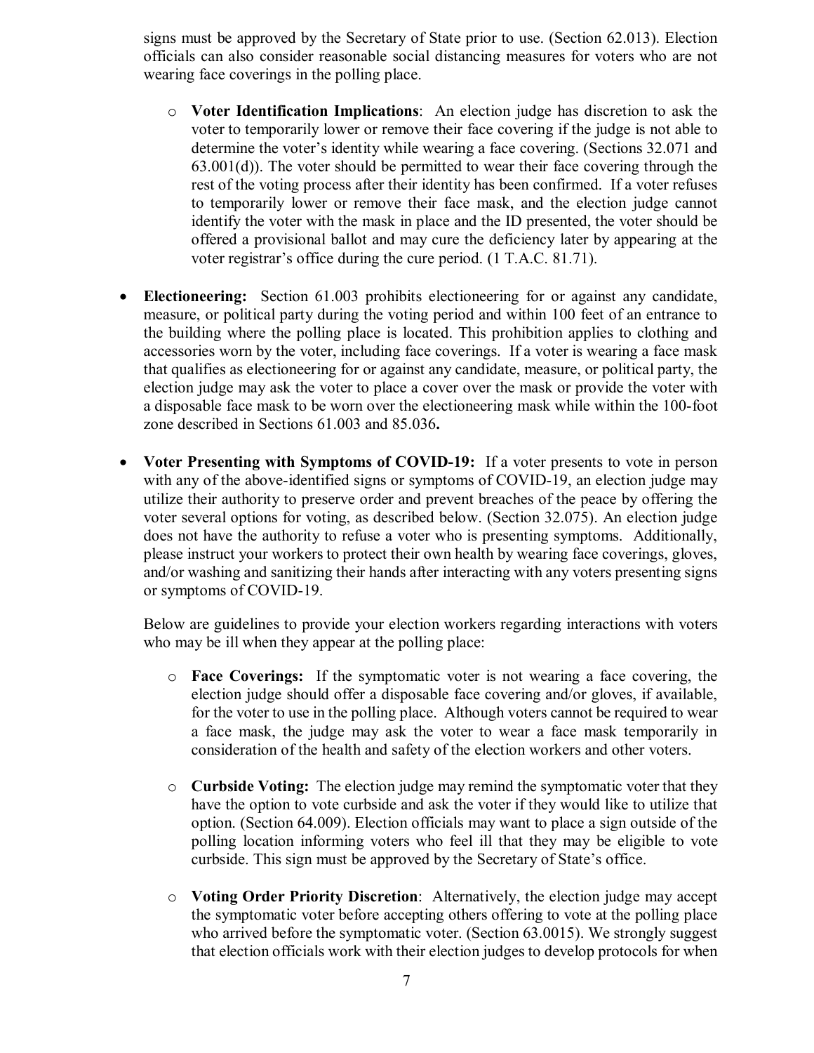signs must be approved by the Secretary of State prior to use. (Section 62.013). Election officials can also consider reasonable social distancing measures for voters who are not wearing face coverings in the polling place.

- **Voter Identification Implications**: An election judge has discretion to ask the voter to temporarily lower or remove their face covering if the judge is not able to determine the voter's identity while wearing a face covering. (Sections 32.071 and 63.001(d)). The voter should be permitted to wear their face covering through the rest of the voting process after their identity has been confirmed. If a voter refuses to temporarily lower or remove their face mask, and the election judge cannot identify the voter with the mask in place and the ID presented, the voter should be offered a provisional ballot and may cure the deficiency later by appearing at the voter registrar's office during the cure period. (1 T.A.C. 81.71).

- **Electioneering:** Section 61.003 prohibits electioneering for or against any candidate, measure, or political party during the voting period and within 100 feet of an entrance to the building where the polling place is located. This prohibition applies to clothing and accessories worn by the voter, including face coverings. If a voter is wearing a face mask that qualifies as electioneering for or against any candidate, measure, or political party, the election judge may ask the voter to place a cover over the mask or provide the voter with a disposable face mask to be worn over the electioneering mask while within the 100-foot zone described in Sections 61.003 and 85.036**.**

- **Voter Presenting with Symptoms of COVID-19:** If a voter presents to vote in person with any of the above-identified signs or symptoms of COVID-19, an election judge may utilize their authority to preserve order and prevent breaches of the peace by offering the voter several options for voting, as described below. (Section 32.075). An election judge does not have the authority to refuse a voter who is presenting symptoms. Additionally, please instruct your workers to protect their own health by wearing face coverings, gloves, and/or washing and sanitizing their hands after interacting with any voters presenting signs or symptoms of COVID-19.

  Below are guidelines to provide your election workers regarding interactions with voters who may be ill when they appear at the polling place:

  - **Face Coverings:** If the symptomatic voter is not wearing a face covering, the election judge should offer a disposable face covering and/or gloves, if available, for the voter to use in the polling place. Although voters cannot be required to wear a face mask, the judge may ask the voter to wear a face mask temporarily in consideration of the health and safety of the election workers and other voters.

  - **Curbside Voting:** The election judge may remind the symptomatic voter that they have the option to vote curbside and ask the voter if they would like to utilize that option. (Section 64.009). Election officials may want to place a sign outside of the polling location informing voters who feel ill that they may be eligible to vote curbside. This sign must be approved by the Secretary of State's office.

  - **Voting Order Priority Discretion**: Alternatively, the election judge may accept the symptomatic voter before accepting others offering to vote at the polling place who arrived before the symptomatic voter. (Section 63.0015). We strongly suggest that election officials work with their election judges to develop protocols for when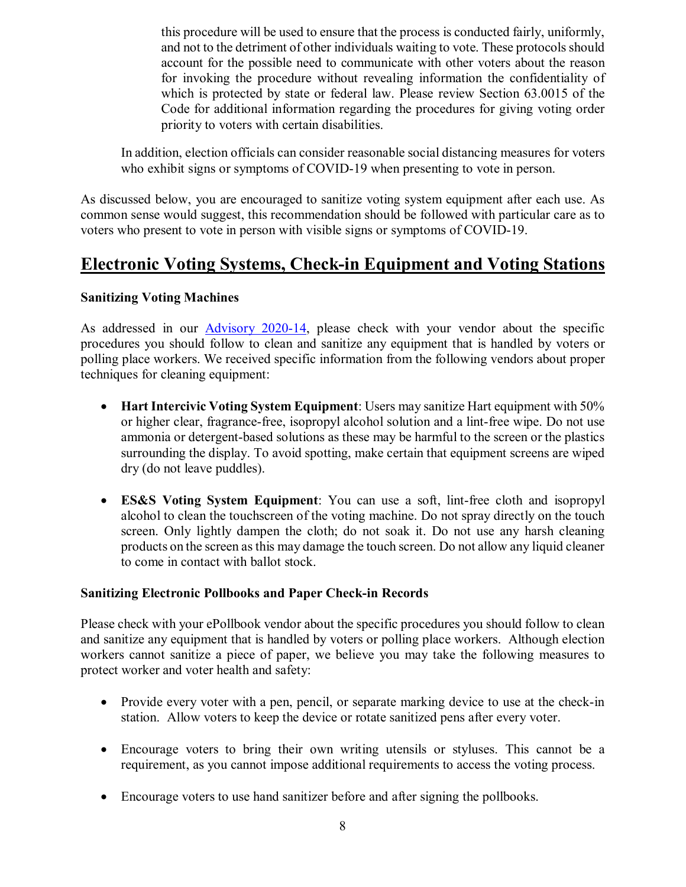this procedure will be used to ensure that the process is conducted fairly, uniformly, and not to the detriment of other individuals waiting to vote. These protocols should account for the possible need to communicate with other voters about the reason for invoking the procedure without revealing information the confidentiality of which is protected by state or federal law. Please review Section 63.0015 of the Code for additional information regarding the procedures for giving voting order priority to voters with certain disabilities.

In addition, election officials can consider reasonable social distancing measures for voters who exhibit signs or symptoms of COVID-19 when presenting to vote in person.

As discussed below, you are encouraged to sanitize voting system equipment after each use. As common sense would suggest, this recommendation should be followed with particular care as to voters who present to vote in person with visible signs or symptoms of COVID-19.

## Electronic Voting Systems, Check-in Equipment and Voting Stations

**Sanitizing Voting Machines**

As addressed in our [Advisory 2020-14](), please check with your vendor about the specific procedures you should follow to clean and sanitize any equipment that is handled by voters or polling place workers. We received specific information from the following vendors about proper techniques for cleaning equipment:

- **Hart Intercivic Voting System Equipment**: Users may sanitize Hart equipment with 50% or higher clear, fragrance-free, isopropyl alcohol solution and a lint-free wipe. Do not use ammonia or detergent-based solutions as these may be harmful to the screen or the plastics surrounding the display. To avoid spotting, make certain that equipment screens are wiped dry (do not leave puddles).

- **ES&S Voting System Equipment**: You can use a soft, lint-free cloth and isopropyl alcohol to clean the touchscreen of the voting machine. Do not spray directly on the touch screen. Only lightly dampen the cloth; do not soak it. Do not use any harsh cleaning products on the screen as this may damage the touch screen. Do not allow any liquid cleaner to come in contact with ballot stock.

**Sanitizing Electronic Pollbooks and Paper Check-in Records**

Please check with your ePollbook vendor about the specific procedures you should follow to clean and sanitize any equipment that is handled by voters or polling place workers. Although election workers cannot sanitize a piece of paper, we believe you may take the following measures to protect worker and voter health and safety:

- Provide every voter with a pen, pencil, or separate marking device to use at the check-in station. Allow voters to keep the device or rotate sanitized pens after every voter.

- Encourage voters to bring their own writing utensils or styluses. This cannot be a requirement, as you cannot impose additional requirements to access the voting process.

- Encourage voters to use hand sanitizer before and after signing the pollbooks.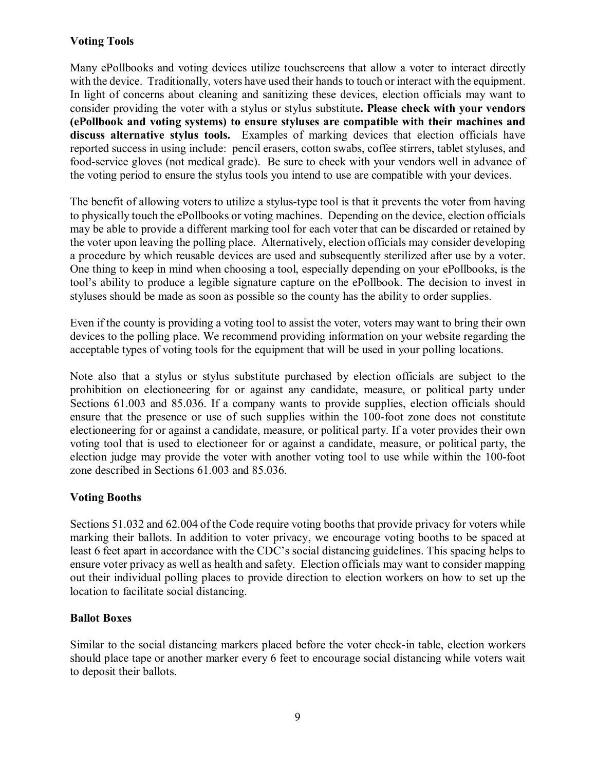**Voting Tools**

Many ePollbooks and voting devices utilize touchscreens that allow a voter to interact directly with the device. Traditionally, voters have used their hands to touch or interact with the equipment. In light of concerns about cleaning and sanitizing these devices, election officials may want to consider providing the voter with a stylus or stylus substitute**. Please check with your vendors (ePollbook and voting systems) to ensure styluses are compatible with their machines and discuss alternative stylus tools.** Examples of marking devices that election officials have reported success in using include: pencil erasers, cotton swabs, coffee stirrers, tablet styluses, and food-service gloves (not medical grade). Be sure to check with your vendors well in advance of the voting period to ensure the stylus tools you intend to use are compatible with your devices.

The benefit of allowing voters to utilize a stylus-type tool is that it prevents the voter from having to physically touch the ePollbooks or voting machines. Depending on the device, election officials may be able to provide a different marking tool for each voter that can be discarded or retained by the voter upon leaving the polling place. Alternatively, election officials may consider developing a procedure by which reusable devices are used and subsequently sterilized after use by a voter. One thing to keep in mind when choosing a tool, especially depending on your ePollbooks, is the tool's ability to produce a legible signature capture on the ePollbook. The decision to invest in styluses should be made as soon as possible so the county has the ability to order supplies.

Even if the county is providing a voting tool to assist the voter, voters may want to bring their own devices to the polling place. We recommend providing information on your website regarding the acceptable types of voting tools for the equipment that will be used in your polling locations.

Note also that a stylus or stylus substitute purchased by election officials are subject to the prohibition on electioneering for or against any candidate, measure, or political party under Sections 61.003 and 85.036. If a company wants to provide supplies, election officials should ensure that the presence or use of such supplies within the 100-foot zone does not constitute electioneering for or against a candidate, measure, or political party. If a voter provides their own voting tool that is used to electioneer for or against a candidate, measure, or political party, the election judge may provide the voter with another voting tool to use while within the 100-foot zone described in Sections 61.003 and 85.036.

**Voting Booths**

Sections 51.032 and 62.004 of the Code require voting booths that provide privacy for voters while marking their ballots. In addition to voter privacy, we encourage voting booths to be spaced at least 6 feet apart in accordance with the CDC's social distancing guidelines. This spacing helps to ensure voter privacy as well as health and safety. Election officials may want to consider mapping out their individual polling places to provide direction to election workers on how to set up the location to facilitate social distancing.

**Ballot Boxes**

Similar to the social distancing markers placed before the voter check-in table, election workers should place tape or another marker every 6 feet to encourage social distancing while voters wait to deposit their ballots.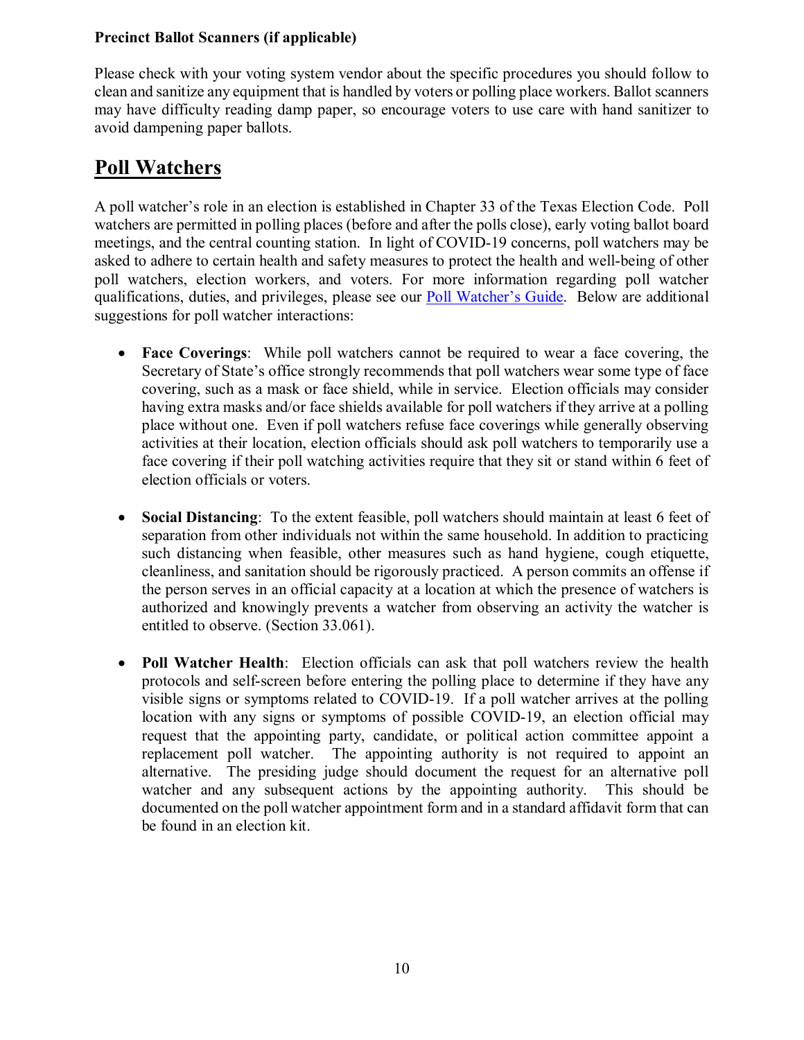**Precinct Ballot Scanners (if applicable)**

Please check with your voting system vendor about the specific procedures you should follow to clean and sanitize any equipment that is handled by voters or polling place workers. Ballot scanners may have difficulty reading damp paper, so encourage voters to use care with hand sanitizer to avoid dampening paper ballots.

## Poll Watchers

A poll watcher's role in an election is established in Chapter 33 of the Texas Election Code. Poll watchers are permitted in polling places (before and after the polls close), early voting ballot board meetings, and the central counting station. In light of COVID-19 concerns, poll watchers may be asked to adhere to certain health and safety measures to protect the health and well-being of other poll watchers, election workers, and voters. For more information regarding poll watcher qualifications, duties, and privileges, please see our Poll Watcher's Guide. Below are additional suggestions for poll watcher interactions:

- **Face Coverings**: While poll watchers cannot be required to wear a face covering, the Secretary of State's office strongly recommends that poll watchers wear some type of face covering, such as a mask or face shield, while in service. Election officials may consider having extra masks and/or face shields available for poll watchers if they arrive at a polling place without one. Even if poll watchers refuse face coverings while generally observing activities at their location, election officials should ask poll watchers to temporarily use a face covering if their poll watching activities require that they sit or stand within 6 feet of election officials or voters.

- **Social Distancing**: To the extent feasible, poll watchers should maintain at least 6 feet of separation from other individuals not within the same household. In addition to practicing such distancing when feasible, other measures such as hand hygiene, cough etiquette, cleanliness, and sanitation should be rigorously practiced. A person commits an offense if the person serves in an official capacity at a location at which the presence of watchers is authorized and knowingly prevents a watcher from observing an activity the watcher is entitled to observe. (Section 33.061).

- **Poll Watcher Health**: Election officials can ask that poll watchers review the health protocols and self-screen before entering the polling place to determine if they have any visible signs or symptoms related to COVID-19. If a poll watcher arrives at the polling location with any signs or symptoms of possible COVID-19, an election official may request that the appointing party, candidate, or political action committee appoint a replacement poll watcher. The appointing authority is not required to appoint an alternative. The presiding judge should document the request for an alternative poll watcher and any subsequent actions by the appointing authority. This should be documented on the poll watcher appointment form and in a standard affidavit form that can be found in an election kit.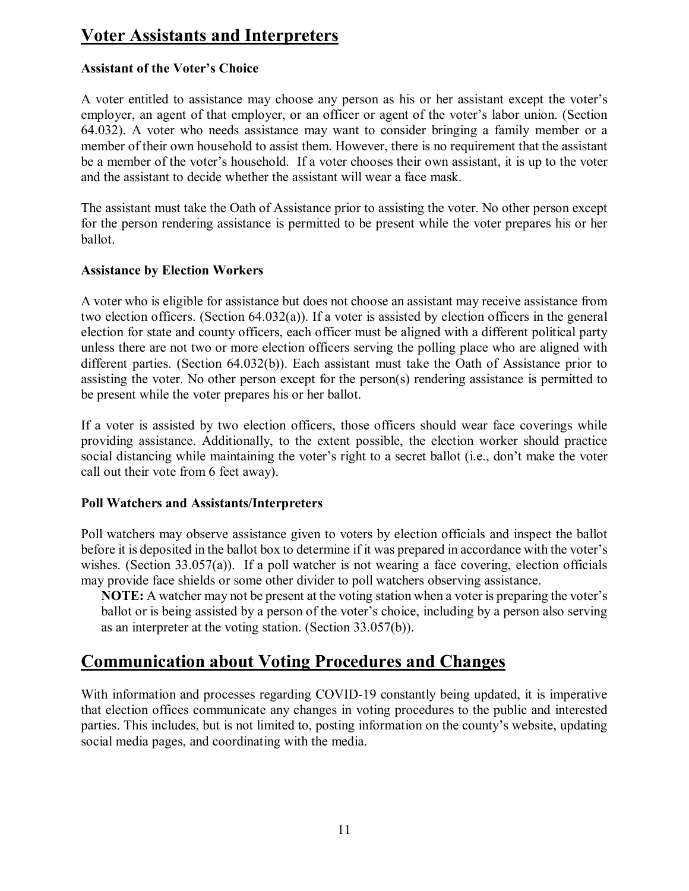## Voter Assistants and Interpreters

### Assistant of the Voter's Choice

A voter entitled to assistance may choose any person as his or her assistant except the voter's employer, an agent of that employer, or an officer or agent of the voter's labor union. (Section 64.032). A voter who needs assistance may want to consider bringing a family member or a member of their own household to assist them. However, there is no requirement that the assistant be a member of the voter's household. If a voter chooses their own assistant, it is up to the voter and the assistant to decide whether the assistant will wear a face mask.

The assistant must take the Oath of Assistance prior to assisting the voter. No other person except for the person rendering assistance is permitted to be present while the voter prepares his or her ballot.

### Assistance by Election Workers

A voter who is eligible for assistance but does not choose an assistant may receive assistance from two election officers. (Section 64.032(a)). If a voter is assisted by election officers in the general election for state and county officers, each officer must be aligned with a different political party unless there are not two or more election officers serving the polling place who are aligned with different parties. (Section 64.032(b)). Each assistant must take the Oath of Assistance prior to assisting the voter. No other person except for the person(s) rendering assistance is permitted to be present while the voter prepares his or her ballot.

If a voter is assisted by two election officers, those officers should wear face coverings while providing assistance. Additionally, to the extent possible, the election worker should practice social distancing while maintaining the voter's right to a secret ballot (i.e., don't make the voter call out their vote from 6 feet away).

### Poll Watchers and Assistants/Interpreters

Poll watchers may observe assistance given to voters by election officials and inspect the ballot before it is deposited in the ballot box to determine if it was prepared in accordance with the voter's wishes. (Section 33.057(a)). If a poll watcher is not wearing a face covering, election officials may provide face shields or some other divider to poll watchers observing assistance.

> **NOTE:** A watcher may not be present at the voting station when a voter is preparing the voter's ballot or is being assisted by a person of the voter's choice, including by a person also serving as an interpreter at the voting station. (Section 33.057(b)).

## Communication about Voting Procedures and Changes

With information and processes regarding COVID-19 constantly being updated, it is imperative that election offices communicate any changes in voting procedures to the public and interested parties. This includes, but is not limited to, posting information on the county's website, updating social media pages, and coordinating with the media.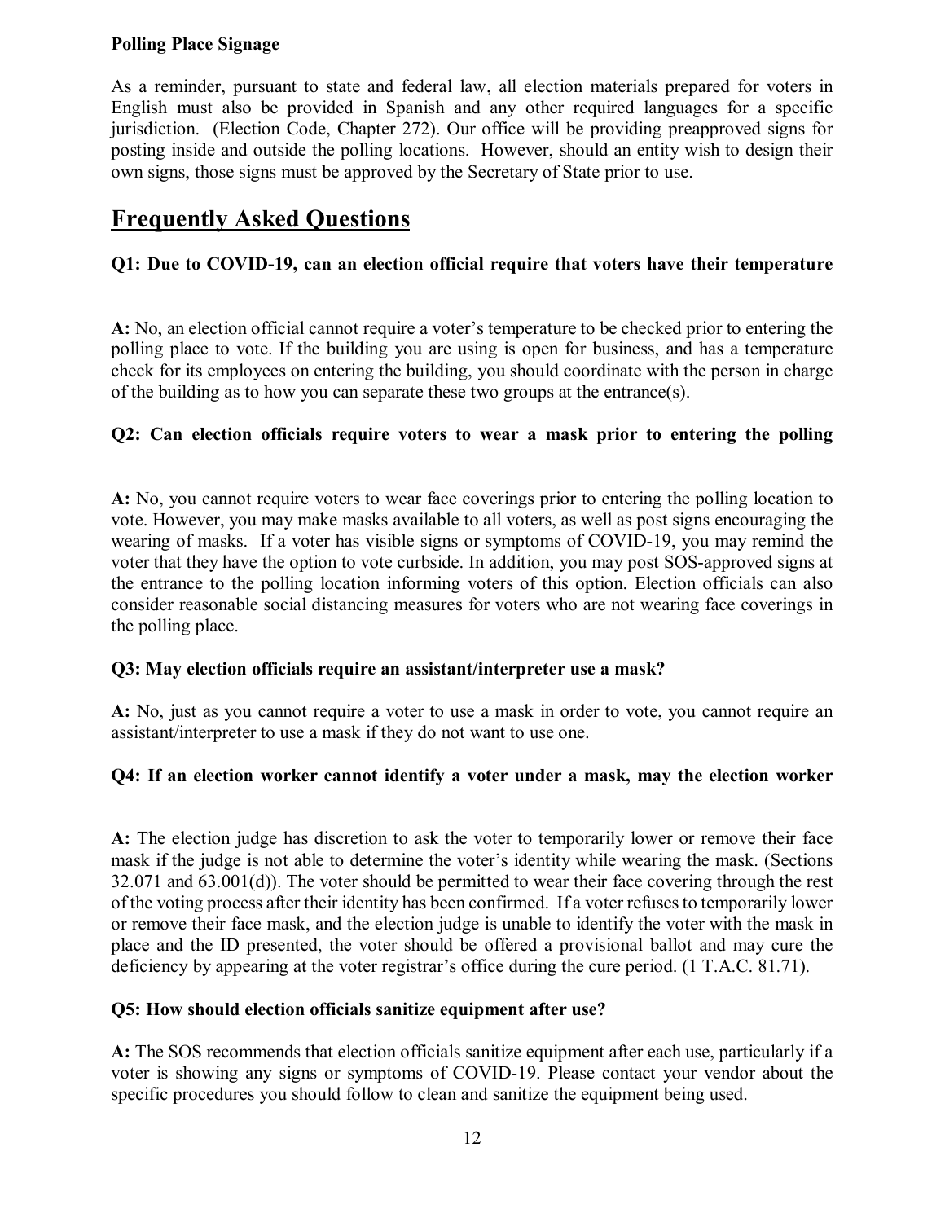**Polling Place Signage**

As a reminder, pursuant to state and federal law, all election materials prepared for voters in English must also be provided in Spanish and any other required languages for a specific jurisdiction. (Election Code, Chapter 272). Our office will be providing preapproved signs for posting inside and outside the polling locations. However, should an entity wish to design their own signs, those signs must be approved by the Secretary of State prior to use.

## Frequently Asked Questions

**Q1: Due to COVID-19, can an election official require that voters have their temperature**

**A:** No, an election official cannot require a voter's temperature to be checked prior to entering the polling place to vote. If the building you are using is open for business, and has a temperature check for its employees on entering the building, you should coordinate with the person in charge of the building as to how you can separate these two groups at the entrance(s).

**Q2: Can election officials require voters to wear a mask prior to entering the polling**

**A:** No, you cannot require voters to wear face coverings prior to entering the polling location to vote. However, you may make masks available to all voters, as well as post signs encouraging the wearing of masks. If a voter has visible signs or symptoms of COVID-19, you may remind the voter that they have the option to vote curbside. In addition, you may post SOS-approved signs at the entrance to the polling location informing voters of this option. Election officials can also consider reasonable social distancing measures for voters who are not wearing face coverings in the polling place.

**Q3: May election officials require an assistant/interpreter use a mask?**

**A:** No, just as you cannot require a voter to use a mask in order to vote, you cannot require an assistant/interpreter to use a mask if they do not want to use one.

**Q4: If an election worker cannot identify a voter under a mask, may the election worker**

**A:** The election judge has discretion to ask the voter to temporarily lower or remove their face mask if the judge is not able to determine the voter's identity while wearing the mask. (Sections 32.071 and 63.001(d)). The voter should be permitted to wear their face covering through the rest of the voting process after their identity has been confirmed. If a voter refuses to temporarily lower or remove their face mask, and the election judge is unable to identify the voter with the mask in place and the ID presented, the voter should be offered a provisional ballot and may cure the deficiency by appearing at the voter registrar's office during the cure period. (1 T.A.C. 81.71).

**Q5: How should election officials sanitize equipment after use?**

**A:** The SOS recommends that election officials sanitize equipment after each use, particularly if a voter is showing any signs or symptoms of COVID-19. Please contact your vendor about the specific procedures you should follow to clean and sanitize the equipment being used.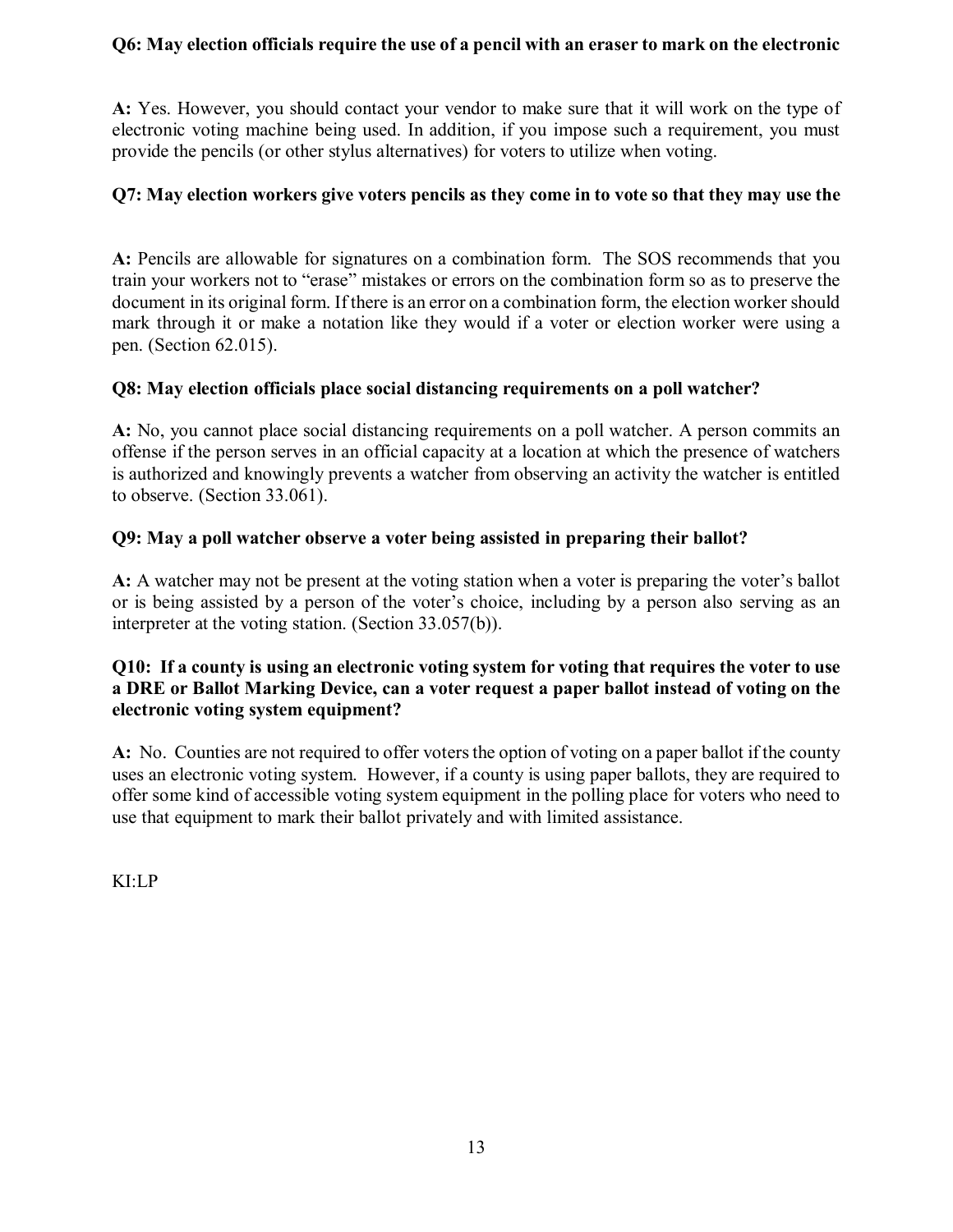**Q6: May election officials require the use of a pencil with an eraser to mark on the electronic**

**A:** Yes. However, you should contact your vendor to make sure that it will work on the type of electronic voting machine being used. In addition, if you impose such a requirement, you must provide the pencils (or other stylus alternatives) for voters to utilize when voting.

**Q7: May election workers give voters pencils as they come in to vote so that they may use the**

**A:** Pencils are allowable for signatures on a combination form. The SOS recommends that you train your workers not to "erase" mistakes or errors on the combination form so as to preserve the document in its original form. If there is an error on a combination form, the election worker should mark through it or make a notation like they would if a voter or election worker were using a pen. (Section 62.015).

**Q8: May election officials place social distancing requirements on a poll watcher?**

**A:** No, you cannot place social distancing requirements on a poll watcher. A person commits an offense if the person serves in an official capacity at a location at which the presence of watchers is authorized and knowingly prevents a watcher from observing an activity the watcher is entitled to observe. (Section 33.061).

**Q9: May a poll watcher observe a voter being assisted in preparing their ballot?**

**A:** A watcher may not be present at the voting station when a voter is preparing the voter's ballot or is being assisted by a person of the voter's choice, including by a person also serving as an interpreter at the voting station. (Section 33.057(b)).

**Q10: If a county is using an electronic voting system for voting that requires the voter to use a DRE or Ballot Marking Device, can a voter request a paper ballot instead of voting on the electronic voting system equipment?**

**A:** No. Counties are not required to offer voters the option of voting on a paper ballot if the county uses an electronic voting system. However, if a county is using paper ballots, they are required to offer some kind of accessible voting system equipment in the polling place for voters who need to use that equipment to mark their ballot privately and with limited assistance.

KI:LP